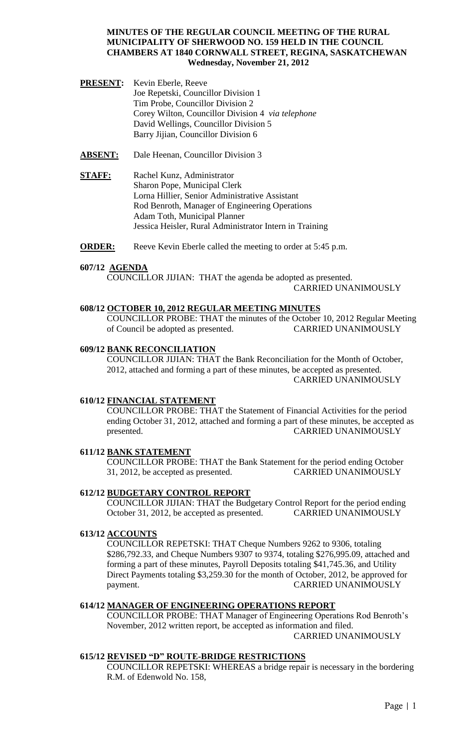**MINUTES OF THE REGULAR COUNCIL MEETING OF THE RURAL MUNICIPALITY OF SHERWOOD NO. 159 HELD IN THE COUNCIL CHAMBERS AT 1840 CORNWALL STREET, REGINA, SASKATCHEWAN**
**Wednesday, November 21, 2012**

**PRESENT:** Kevin Eberle, Reeve
Joe Repetski, Councillor Division 1
Tim Probe, Councillor Division 2
Corey Wilton, Councillor Division 4 *via telephone*
David Wellings, Councillor Division 5
Barry Jijian, Councillor Division 6

**ABSENT:** Dale Heenan, Councillor Division 3

**STAFF:** Rachel Kunz, Administrator
Sharon Pope, Municipal Clerk
Lorna Hillier, Senior Administrative Assistant
Rod Benroth, Manager of Engineering Operations
Adam Toth, Municipal Planner
Jessica Heisler, Rural Administrator Intern in Training

**ORDER:** Reeve Kevin Eberle called the meeting to order at 5:45 p.m.

**607/12 AGENDA**

COUNCILLOR JIJIAN: THAT the agenda be adopted as presented.
CARRIED UNANIMOUSLY

**608/12 OCTOBER 10, 2012 REGULAR MEETING MINUTES**

COUNCILLOR PROBE: THAT the minutes of the October 10, 2012 Regular Meeting of Council be adopted as presented. CARRIED UNANIMOUSLY

**609/12 BANK RECONCILIATION**

COUNCILLOR JIJIAN: THAT the Bank Reconciliation for the Month of October, 2012, attached and forming a part of these minutes, be accepted as presented.
CARRIED UNANIMOUSLY

**610/12 FINANCIAL STATEMENT**

COUNCILLOR PROBE: THAT the Statement of Financial Activities for the period ending October 31, 2012, attached and forming a part of these minutes, be accepted as presented. CARRIED UNANIMOUSLY

**611/12 BANK STATEMENT**

COUNCILLOR PROBE: THAT the Bank Statement for the period ending October 31, 2012, be accepted as presented. CARRIED UNANIMOUSLY

**612/12 BUDGETARY CONTROL REPORT**

COUNCILLOR JIJIAN: THAT the Budgetary Control Report for the period ending October 31, 2012, be accepted as presented. CARRIED UNANIMOUSLY

**613/12 ACCOUNTS**

COUNCILLOR REPETSKI: THAT Cheque Numbers 9262 to 9306, totaling $286,792.33, and Cheque Numbers 9307 to 9374, totaling $276,995.09, attached and forming a part of these minutes, Payroll Deposits totaling $41,745.36, and Utility Direct Payments totaling $3,259.30 for the month of October, 2012, be approved for payment. CARRIED UNANIMOUSLY

**614/12 MANAGER OF ENGINEERING OPERATIONS REPORT**

COUNCILLOR PROBE: THAT Manager of Engineering Operations Rod Benroth's November, 2012 written report, be accepted as information and filed.
CARRIED UNANIMOUSLY

**615/12 REVISED "D" ROUTE-BRIDGE RESTRICTIONS**

COUNCILLOR REPETSKI: WHEREAS a bridge repair is necessary in the bordering R.M. of Edenwold No. 158,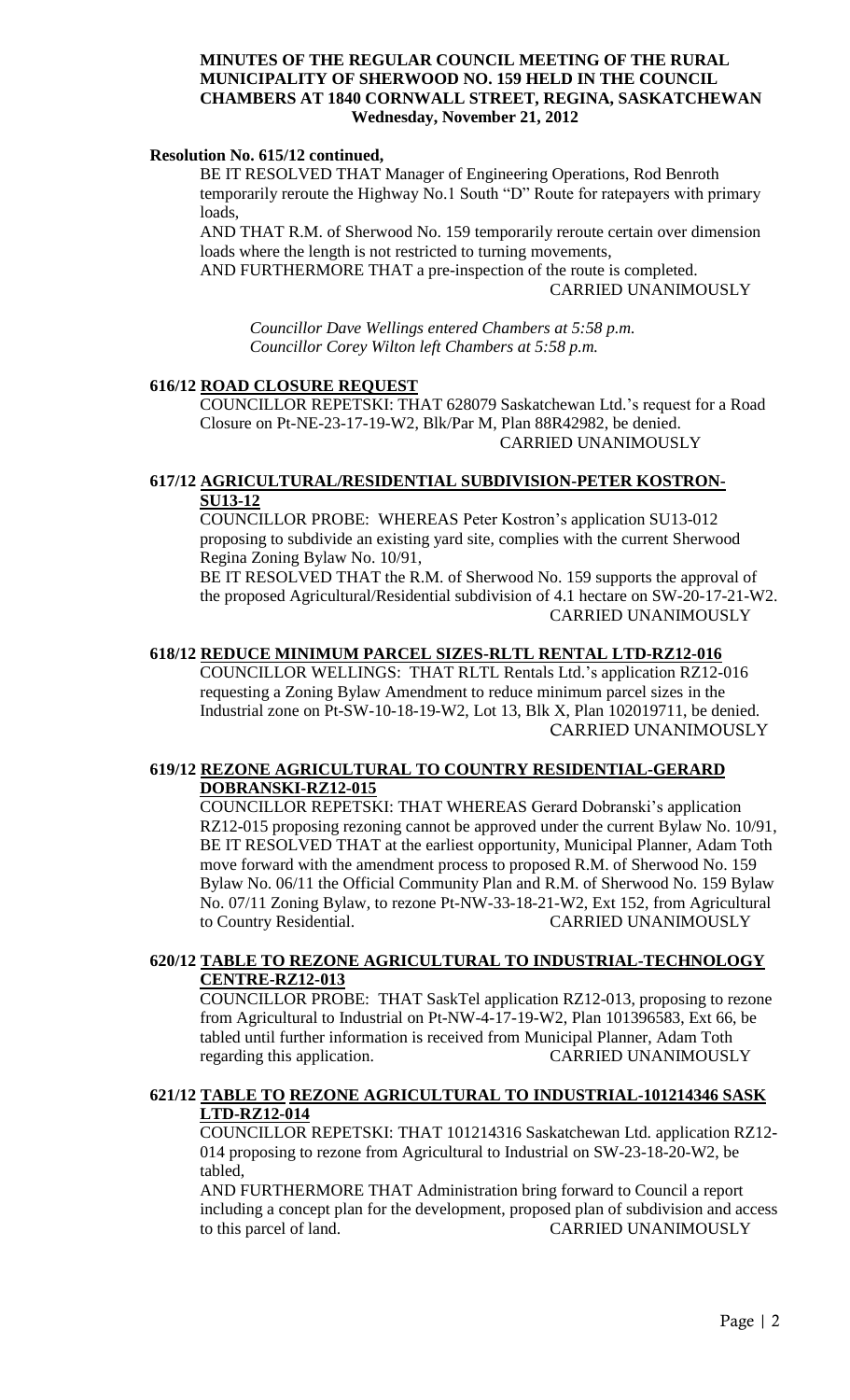**MINUTES OF THE REGULAR COUNCIL MEETING OF THE RURAL MUNICIPALITY OF SHERWOOD NO. 159 HELD IN THE COUNCIL CHAMBERS AT 1840 CORNWALL STREET, REGINA, SASKATCHEWAN Wednesday, November 21, 2012**

**Resolution No. 615/12 continued,**

BE IT RESOLVED THAT Manager of Engineering Operations, Rod Benroth temporarily reroute the Highway No.1 South "D" Route for ratepayers with primary loads,

AND THAT R.M. of Sherwood No. 159 temporarily reroute certain over dimension loads where the length is not restricted to turning movements,

AND FURTHERMORE THAT a pre-inspection of the route is completed.

CARRIED UNANIMOUSLY

*Councillor Dave Wellings entered Chambers at 5:58 p.m.*
*Councillor Corey Wilton left Chambers at 5:58 p.m.*

**616/12 ROAD CLOSURE REQUEST**

COUNCILLOR REPETSKI: THAT 628079 Saskatchewan Ltd.'s request for a Road Closure on Pt-NE-23-17-19-W2, Blk/Par M, Plan 88R42982, be denied.

CARRIED UNANIMOUSLY

**617/12 AGRICULTURAL/RESIDENTIAL SUBDIVISION-PETER KOSTRON-SU13-12**

COUNCILLOR PROBE: WHEREAS Peter Kostron's application SU13-012 proposing to subdivide an existing yard site, complies with the current Sherwood Regina Zoning Bylaw No. 10/91,

BE IT RESOLVED THAT the R.M. of Sherwood No. 159 supports the approval of the proposed Agricultural/Residential subdivision of 4.1 hectare on SW-20-17-21-W2.

CARRIED UNANIMOUSLY

**618/12 REDUCE MINIMUM PARCEL SIZES-RLTL RENTAL LTD-RZ12-016**

COUNCILLOR WELLINGS: THAT RLTL Rentals Ltd.'s application RZ12-016 requesting a Zoning Bylaw Amendment to reduce minimum parcel sizes in the Industrial zone on Pt-SW-10-18-19-W2, Lot 13, Blk X, Plan 102019711, be denied.

CARRIED UNANIMOUSLY

**619/12 REZONE AGRICULTURAL TO COUNTRY RESIDENTIAL-GERARD DOBRANSKI-RZ12-015**

COUNCILLOR REPETSKI: THAT WHEREAS Gerard Dobranski's application RZ12-015 proposing rezoning cannot be approved under the current Bylaw No. 10/91,

BE IT RESOLVED THAT at the earliest opportunity, Municipal Planner, Adam Toth move forward with the amendment process to proposed R.M. of Sherwood No. 159 Bylaw No. 06/11 the Official Community Plan and R.M. of Sherwood No. 159 Bylaw No. 07/11 Zoning Bylaw, to rezone Pt-NW-33-18-21-W2, Ext 152, from Agricultural to Country Residential.

CARRIED UNANIMOUSLY

**620/12 TABLE TO REZONE AGRICULTURAL TO INDUSTRIAL-TECHNOLOGY CENTRE-RZ12-013**

COUNCILLOR PROBE: THAT SaskTel application RZ12-013, proposing to rezone from Agricultural to Industrial on Pt-NW-4-17-19-W2, Plan 101396583, Ext 66, be tabled until further information is received from Municipal Planner, Adam Toth regarding this application.

CARRIED UNANIMOUSLY

**621/12 TABLE TO REZONE AGRICULTURAL TO INDUSTRIAL-101214346 SASK LTD-RZ12-014**

COUNCILLOR REPETSKI: THAT 101214316 Saskatchewan Ltd. application RZ12-014 proposing to rezone from Agricultural to Industrial on SW-23-18-20-W2, be tabled,

AND FURTHERMORE THAT Administration bring forward to Council a report including a concept plan for the development, proposed plan of subdivision and access to this parcel of land.

CARRIED UNANIMOUSLY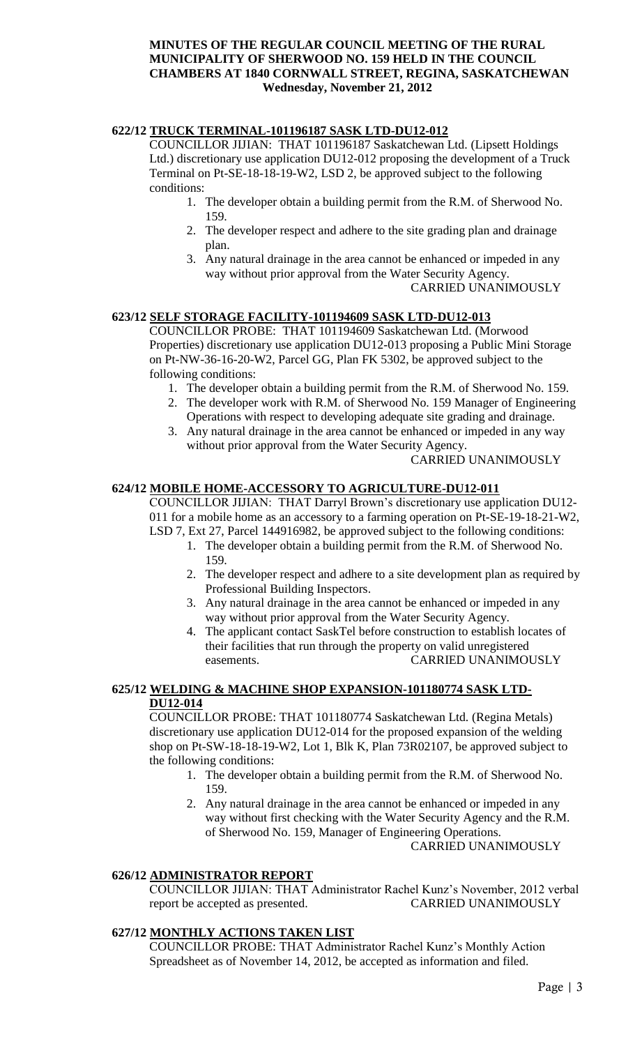**MINUTES OF THE REGULAR COUNCIL MEETING OF THE RURAL MUNICIPALITY OF SHERWOOD NO. 159 HELD IN THE COUNCIL CHAMBERS AT 1840 CORNWALL STREET, REGINA, SASKATCHEWAN Wednesday, November 21, 2012**

**622/12 TRUCK TERMINAL-101196187 SASK LTD-DU12-012**

COUNCILLOR JIJIAN: THAT 101196187 Saskatchewan Ltd. (Lipsett Holdings Ltd.) discretionary use application DU12-012 proposing the development of a Truck Terminal on Pt-SE-18-18-19-W2, LSD 2, be approved subject to the following conditions:

1. The developer obtain a building permit from the R.M. of Sherwood No. 159.
2. The developer respect and adhere to the site grading plan and drainage plan.
3. Any natural drainage in the area cannot be enhanced or impeded in any way without prior approval from the Water Security Agency.

CARRIED UNANIMOUSLY

**623/12 SELF STORAGE FACILITY-101194609 SASK LTD-DU12-013**

COUNCILLOR PROBE: THAT 101194609 Saskatchewan Ltd. (Morwood Properties) discretionary use application DU12-013 proposing a Public Mini Storage on Pt-NW-36-16-20-W2, Parcel GG, Plan FK 5302, be approved subject to the following conditions:

1. The developer obtain a building permit from the R.M. of Sherwood No. 159.
2. The developer work with R.M. of Sherwood No. 159 Manager of Engineering Operations with respect to developing adequate site grading and drainage.
3. Any natural drainage in the area cannot be enhanced or impeded in any way without prior approval from the Water Security Agency.

CARRIED UNANIMOUSLY

**624/12 MOBILE HOME-ACCESSORY TO AGRICULTURE-DU12-011**

COUNCILLOR JIJIAN: THAT Darryl Brown's discretionary use application DU12-011 for a mobile home as an accessory to a farming operation on Pt-SE-19-18-21-W2, LSD 7, Ext 27, Parcel 144916982, be approved subject to the following conditions:

1. The developer obtain a building permit from the R.M. of Sherwood No. 159.
2. The developer respect and adhere to a site development plan as required by Professional Building Inspectors.
3. Any natural drainage in the area cannot be enhanced or impeded in any way without prior approval from the Water Security Agency.
4. The applicant contact SaskTel before construction to establish locates of their facilities that run through the property on valid unregistered easements.

CARRIED UNANIMOUSLY

**625/12 WELDING & MACHINE SHOP EXPANSION-101180774 SASK LTD-DU12-014**

COUNCILLOR PROBE: THAT 101180774 Saskatchewan Ltd. (Regina Metals) discretionary use application DU12-014 for the proposed expansion of the welding shop on Pt-SW-18-18-19-W2, Lot 1, Blk K, Plan 73R02107, be approved subject to the following conditions:

1. The developer obtain a building permit from the R.M. of Sherwood No. 159.
2. Any natural drainage in the area cannot be enhanced or impeded in any way without first checking with the Water Security Agency and the R.M. of Sherwood No. 159, Manager of Engineering Operations.

CARRIED UNANIMOUSLY

**626/12 ADMINISTRATOR REPORT**

COUNCILLOR JIJIAN: THAT Administrator Rachel Kunz's November, 2012 verbal report be accepted as presented.

CARRIED UNANIMOUSLY

**627/12 MONTHLY ACTIONS TAKEN LIST**

COUNCILLOR PROBE: THAT Administrator Rachel Kunz's Monthly Action Spreadsheet as of November 14, 2012, be accepted as information and filed.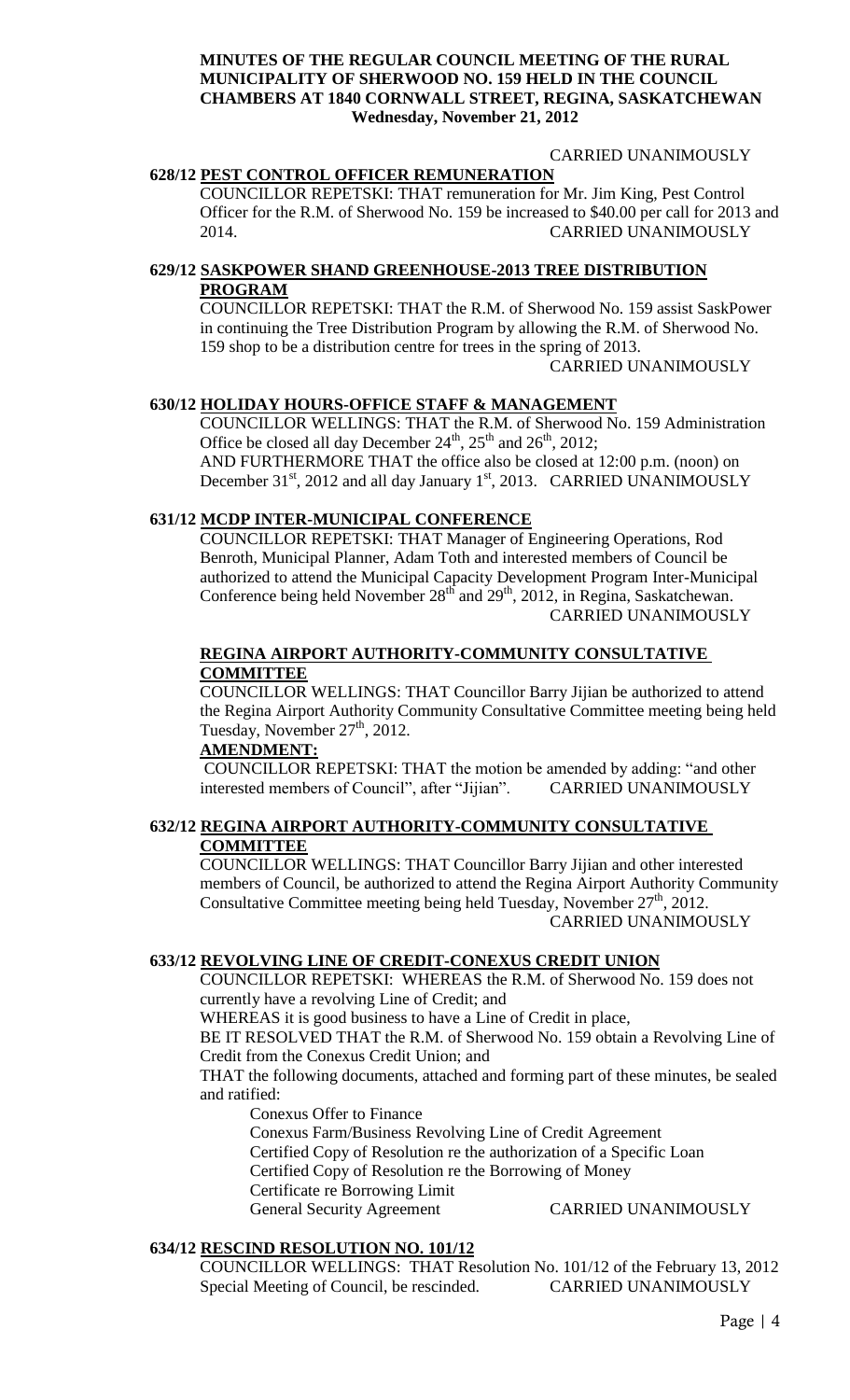**MINUTES OF THE REGULAR COUNCIL MEETING OF THE RURAL MUNICIPALITY OF SHERWOOD NO. 159 HELD IN THE COUNCIL CHAMBERS AT 1840 CORNWALL STREET, REGINA, SASKATCHEWAN**
**Wednesday, November 21, 2012**

CARRIED UNANIMOUSLY

**628/12 PEST CONTROL OFFICER REMUNERATION**

COUNCILLOR REPETSKI: THAT remuneration for Mr. Jim King, Pest Control Officer for the R.M. of Sherwood No. 159 be increased to $40.00 per call for 2013 and 2014. CARRIED UNANIMOUSLY

**629/12 SASKPOWER SHAND GREENHOUSE-2013 TREE DISTRIBUTION PROGRAM**

COUNCILLOR REPETSKI: THAT the R.M. of Sherwood No. 159 assist SaskPower in continuing the Tree Distribution Program by allowing the R.M. of Sherwood No. 159 shop to be a distribution centre for trees in the spring of 2013.

CARRIED UNANIMOUSLY

**630/12 HOLIDAY HOURS-OFFICE STAFF & MANAGEMENT**

COUNCILLOR WELLINGS: THAT the R.M. of Sherwood No. 159 Administration Office be closed all day December 24th, 25th and 26th, 2012;

AND FURTHERMORE THAT the office also be closed at 12:00 p.m. (noon) on December 31st, 2012 and all day January 1st, 2013. CARRIED UNANIMOUSLY

**631/12 MCDP INTER-MUNICIPAL CONFERENCE**

COUNCILLOR REPETSKI: THAT Manager of Engineering Operations, Rod Benroth, Municipal Planner, Adam Toth and interested members of Council be authorized to attend the Municipal Capacity Development Program Inter-Municipal Conference being held November 28th and 29th, 2012, in Regina, Saskatchewan.

CARRIED UNANIMOUSLY

**REGINA AIRPORT AUTHORITY-COMMUNITY CONSULTATIVE COMMITTEE**

COUNCILLOR WELLINGS: THAT Councillor Barry Jijian be authorized to attend the Regina Airport Authority Community Consultative Committee meeting being held Tuesday, November 27th, 2012.

**AMENDMENT:**

COUNCILLOR REPETSKI: THAT the motion be amended by adding: "and other interested members of Council", after "Jijian". CARRIED UNANIMOUSLY

**632/12 REGINA AIRPORT AUTHORITY-COMMUNITY CONSULTATIVE COMMITTEE**

COUNCILLOR WELLINGS: THAT Councillor Barry Jijian and other interested members of Council, be authorized to attend the Regina Airport Authority Community Consultative Committee meeting being held Tuesday, November 27th, 2012.

CARRIED UNANIMOUSLY

**633/12 REVOLVING LINE OF CREDIT-CONEXUS CREDIT UNION**

COUNCILLOR REPETSKI: WHEREAS the R.M. of Sherwood No. 159 does not currently have a revolving Line of Credit; and

WHEREAS it is good business to have a Line of Credit in place,

BE IT RESOLVED THAT the R.M. of Sherwood No. 159 obtain a Revolving Line of Credit from the Conexus Credit Union; and

THAT the following documents, attached and forming part of these minutes, be sealed and ratified:

- Conexus Offer to Finance
- Conexus Farm/Business Revolving Line of Credit Agreement
- Certified Copy of Resolution re the authorization of a Specific Loan
- Certified Copy of Resolution re the Borrowing of Money
- Certificate re Borrowing Limit
- General Security Agreement CARRIED UNANIMOUSLY

**634/12 RESCIND RESOLUTION NO. 101/12**

COUNCILLOR WELLINGS: THAT Resolution No. 101/12 of the February 13, 2012 Special Meeting of Council, be rescinded. CARRIED UNANIMOUSLY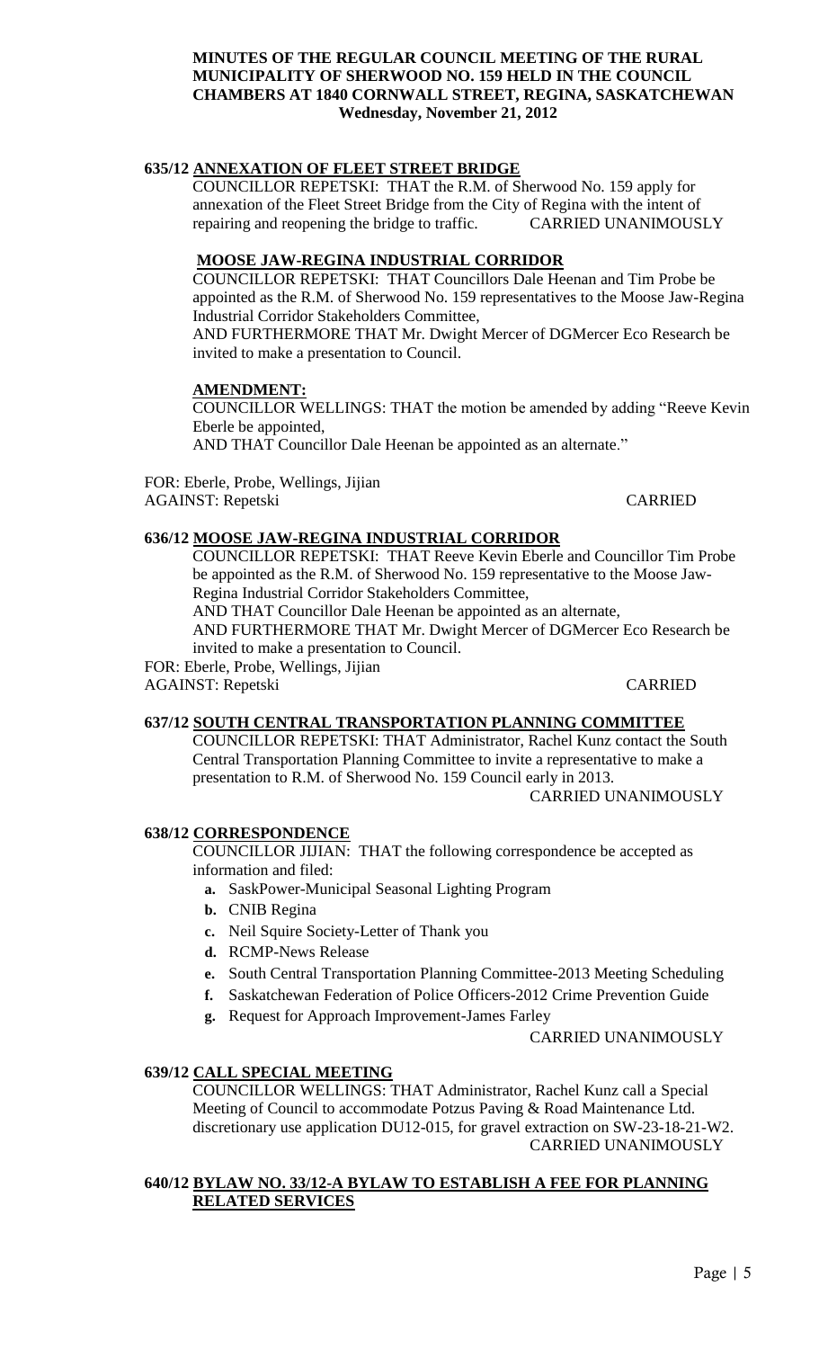**MINUTES OF THE REGULAR COUNCIL MEETING OF THE RURAL MUNICIPALITY OF SHERWOOD NO. 159 HELD IN THE COUNCIL CHAMBERS AT 1840 CORNWALL STREET, REGINA, SASKATCHEWAN Wednesday, November 21, 2012**

**635/12 ANNEXATION OF FLEET STREET BRIDGE**

COUNCILLOR REPETSKI: THAT the R.M. of Sherwood No. 159 apply for annexation of the Fleet Street Bridge from the City of Regina with the intent of repairing and reopening the bridge to traffic. CARRIED UNANIMOUSLY

**MOOSE JAW-REGINA INDUSTRIAL CORRIDOR**

COUNCILLOR REPETSKI: THAT Councillors Dale Heenan and Tim Probe be appointed as the R.M. of Sherwood No. 159 representatives to the Moose Jaw-Regina Industrial Corridor Stakeholders Committee,

AND FURTHERMORE THAT Mr. Dwight Mercer of DGMercer Eco Research be invited to make a presentation to Council.

**AMENDMENT:**

COUNCILLOR WELLINGS: THAT the motion be amended by adding "Reeve Kevin Eberle be appointed,

AND THAT Councillor Dale Heenan be appointed as an alternate."

FOR: Eberle, Probe, Wellings, Jijian
AGAINST: Repetski CARRIED

**636/12 MOOSE JAW-REGINA INDUSTRIAL CORRIDOR**

COUNCILLOR REPETSKI: THAT Reeve Kevin Eberle and Councillor Tim Probe be appointed as the R.M. of Sherwood No. 159 representative to the Moose Jaw-Regina Industrial Corridor Stakeholders Committee,

AND THAT Councillor Dale Heenan be appointed as an alternate,

AND FURTHERMORE THAT Mr. Dwight Mercer of DGMercer Eco Research be invited to make a presentation to Council.

FOR: Eberle, Probe, Wellings, Jijian
AGAINST: Repetski CARRIED

**637/12 SOUTH CENTRAL TRANSPORTATION PLANNING COMMITTEE**

COUNCILLOR REPETSKI: THAT Administrator, Rachel Kunz contact the South Central Transportation Planning Committee to invite a representative to make a presentation to R.M. of Sherwood No. 159 Council early in 2013.

CARRIED UNANIMOUSLY

**638/12 CORRESPONDENCE**

COUNCILLOR JIJIAN: THAT the following correspondence be accepted as information and filed:

- **a.** SaskPower-Municipal Seasonal Lighting Program
- **b.** CNIB Regina
- **c.** Neil Squire Society-Letter of Thank you
- **d.** RCMP-News Release
- **e.** South Central Transportation Planning Committee-2013 Meeting Scheduling
- **f.** Saskatchewan Federation of Police Officers-2012 Crime Prevention Guide
- **g.** Request for Approach Improvement-James Farley

CARRIED UNANIMOUSLY

**639/12 CALL SPECIAL MEETING**

COUNCILLOR WELLINGS: THAT Administrator, Rachel Kunz call a Special Meeting of Council to accommodate Potzus Paving & Road Maintenance Ltd. discretionary use application DU12-015, for gravel extraction on SW-23-18-21-W2.

CARRIED UNANIMOUSLY

**640/12 BYLAW NO. 33/12-A BYLAW TO ESTABLISH A FEE FOR PLANNING RELATED SERVICES**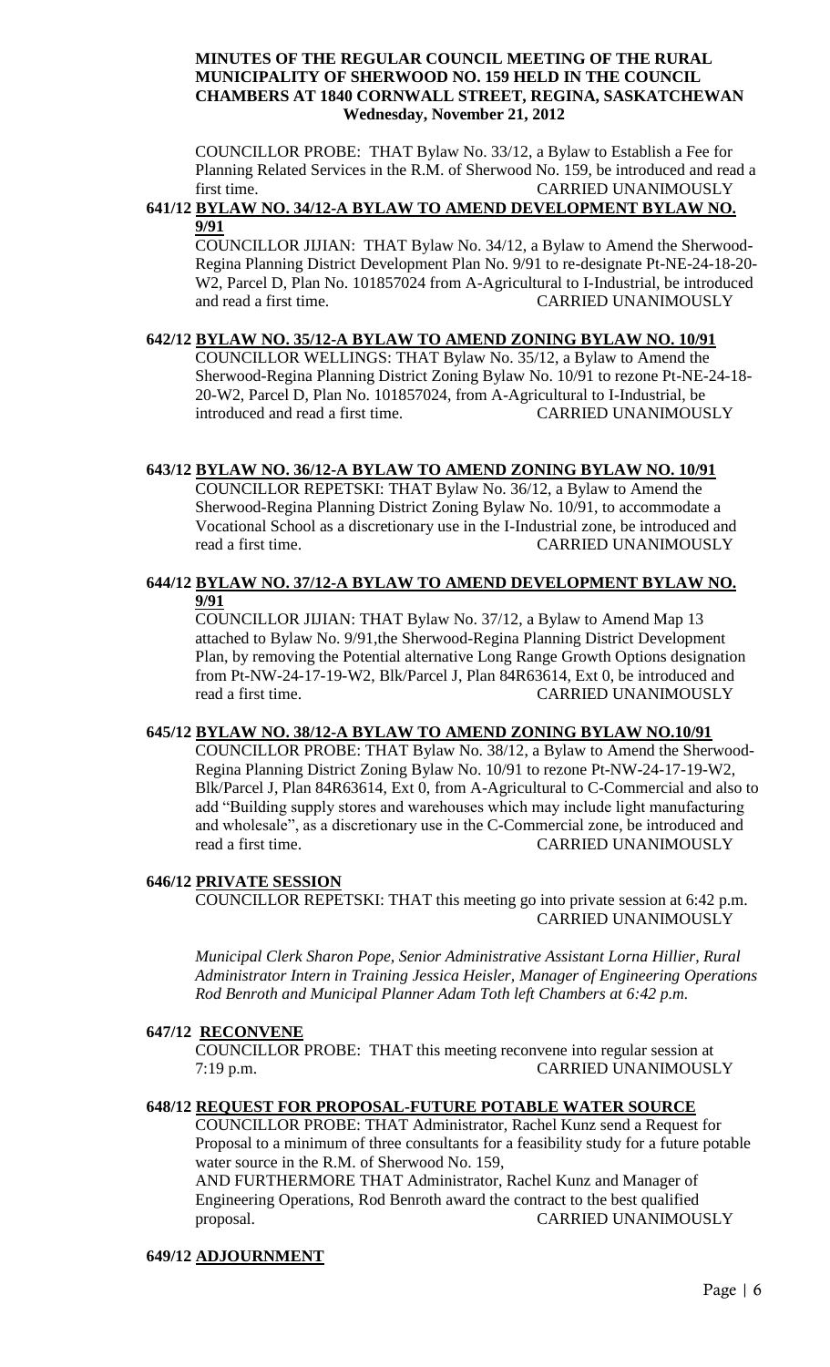**MINUTES OF THE REGULAR COUNCIL MEETING OF THE RURAL MUNICIPALITY OF SHERWOOD NO. 159 HELD IN THE COUNCIL CHAMBERS AT 1840 CORNWALL STREET, REGINA, SASKATCHEWAN Wednesday, November 21, 2012**

COUNCILLOR PROBE: THAT Bylaw No. 33/12, a Bylaw to Establish a Fee for Planning Related Services in the R.M. of Sherwood No. 159, be introduced and read a first time. CARRIED UNANIMOUSLY

### 641/12 BYLAW NO. 34/12-A BYLAW TO AMEND DEVELOPMENT BYLAW NO. 9/91

COUNCILLOR JIJIAN: THAT Bylaw No. 34/12, a Bylaw to Amend the Sherwood-Regina Planning District Development Plan No. 9/91 to re-designate Pt-NE-24-18-20-W2, Parcel D, Plan No. 101857024 from A-Agricultural to I-Industrial, be introduced and read a first time. CARRIED UNANIMOUSLY

### 642/12 BYLAW NO. 35/12-A BYLAW TO AMEND ZONING BYLAW NO. 10/91

COUNCILLOR WELLINGS: THAT Bylaw No. 35/12, a Bylaw to Amend the Sherwood-Regina Planning District Zoning Bylaw No. 10/91 to rezone Pt-NE-24-18-20-W2, Parcel D, Plan No. 101857024, from A-Agricultural to I-Industrial, be introduced and read a first time. CARRIED UNANIMOUSLY

### 643/12 BYLAW NO. 36/12-A BYLAW TO AMEND ZONING BYLAW NO. 10/91

COUNCILLOR REPETSKI: THAT Bylaw No. 36/12, a Bylaw to Amend the Sherwood-Regina Planning District Zoning Bylaw No. 10/91, to accommodate a Vocational School as a discretionary use in the I-Industrial zone, be introduced and read a first time. CARRIED UNANIMOUSLY

### 644/12 BYLAW NO. 37/12-A BYLAW TO AMEND DEVELOPMENT BYLAW NO. 9/91

COUNCILLOR JIJIAN: THAT Bylaw No. 37/12, a Bylaw to Amend Map 13 attached to Bylaw No. 9/91,the Sherwood-Regina Planning District Development Plan, by removing the Potential alternative Long Range Growth Options designation from Pt-NW-24-17-19-W2, Blk/Parcel J, Plan 84R63614, Ext 0, be introduced and read a first time. CARRIED UNANIMOUSLY

### 645/12 BYLAW NO. 38/12-A BYLAW TO AMEND ZONING BYLAW NO.10/91

COUNCILLOR PROBE: THAT Bylaw No. 38/12, a Bylaw to Amend the Sherwood-Regina Planning District Zoning Bylaw No. 10/91 to rezone Pt-NW-24-17-19-W2, Blk/Parcel J, Plan 84R63614, Ext 0, from A-Agricultural to C-Commercial and also to add "Building supply stores and warehouses which may include light manufacturing and wholesale", as a discretionary use in the C-Commercial zone, be introduced and read a first time. CARRIED UNANIMOUSLY

### 646/12 PRIVATE SESSION

COUNCILLOR REPETSKI: THAT this meeting go into private session at 6:42 p.m. CARRIED UNANIMOUSLY

*Municipal Clerk Sharon Pope, Senior Administrative Assistant Lorna Hillier, Rural Administrator Intern in Training Jessica Heisler, Manager of Engineering Operations Rod Benroth and Municipal Planner Adam Toth left Chambers at 6:42 p.m.*

### 647/12 RECONVENE

COUNCILLOR PROBE: THAT this meeting reconvene into regular session at 7:19 p.m. CARRIED UNANIMOUSLY

### 648/12 REQUEST FOR PROPOSAL-FUTURE POTABLE WATER SOURCE

COUNCILLOR PROBE: THAT Administrator, Rachel Kunz send a Request for Proposal to a minimum of three consultants for a feasibility study for a future potable water source in the R.M. of Sherwood No. 159,

AND FURTHERMORE THAT Administrator, Rachel Kunz and Manager of Engineering Operations, Rod Benroth award the contract to the best qualified proposal. CARRIED UNANIMOUSLY

### 649/12 ADJOURNMENT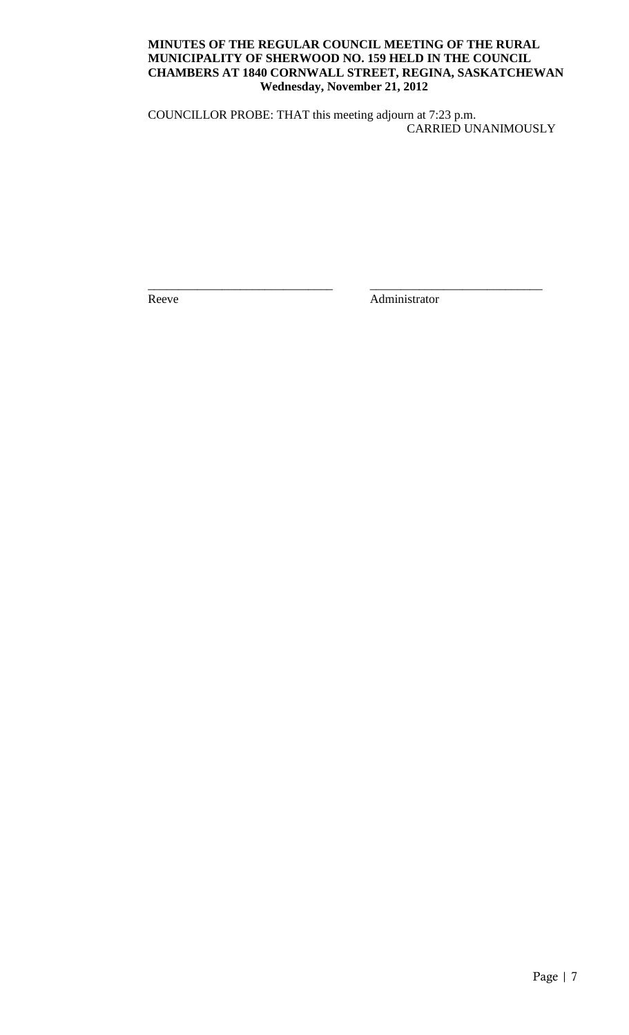COUNCILLOR PROBE: THAT this meeting adjourn at 7:23 p.m.

CARRIED UNANIMOUSLY

| | |
|---|---|
| ______________________________ | ______________________________ |
| Reeve | Administrator |